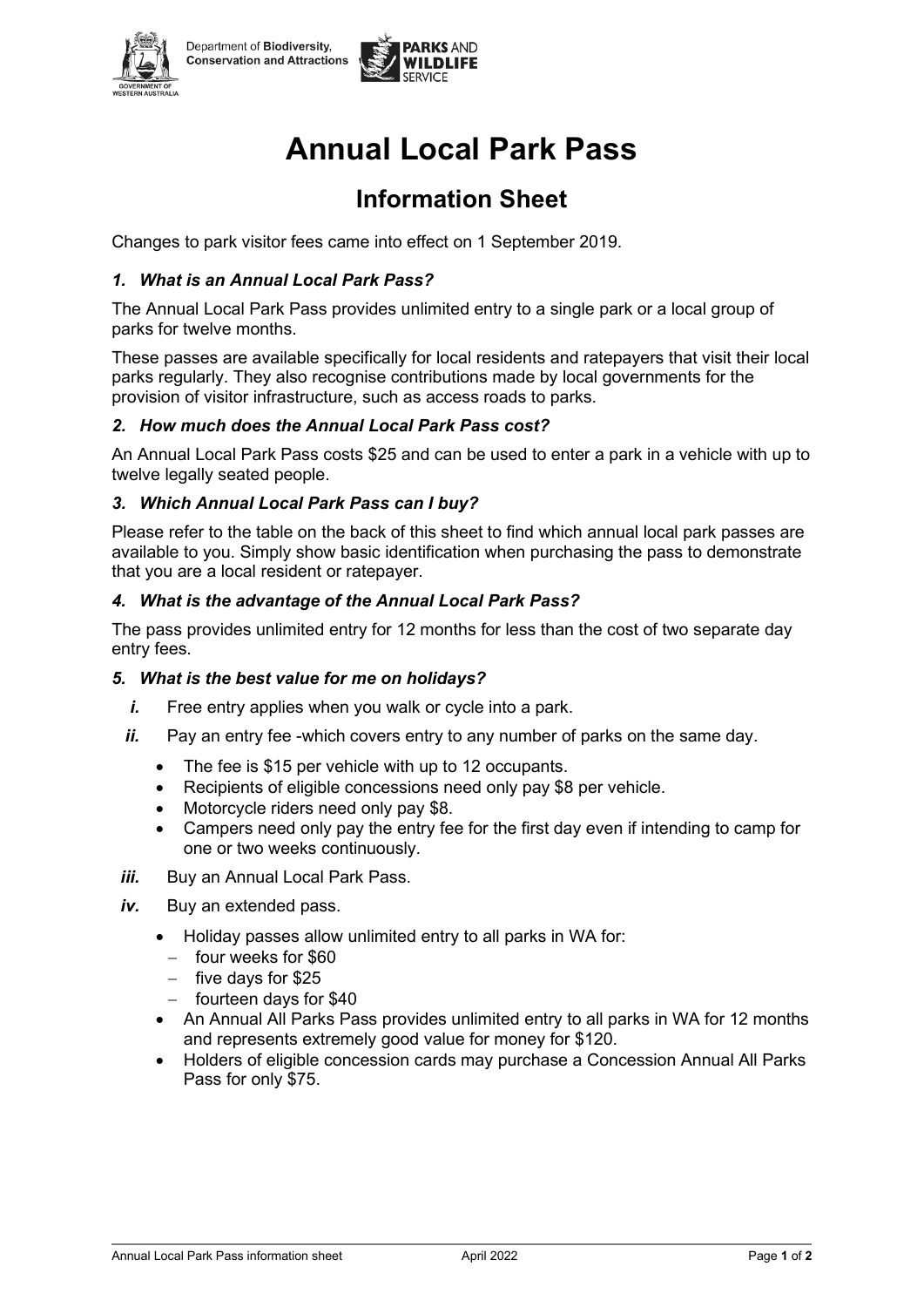Department of **Biodiversity, Conservation and Attractions**

**PARKS AND WILDLIFE SERVICE**

# Annual Local Park Pass

## Information Sheet

Changes to park visitor fees came into effect on 1 September 2019.

### *1. What is an Annual Local Park Pass?*

The Annual Local Park Pass provides unlimited entry to a single park or a local group of parks for twelve months.

These passes are available specifically for local residents and ratepayers that visit their local parks regularly. They also recognise contributions made by local governments for the provision of visitor infrastructure, such as access roads to parks.

### *2. How much does the Annual Local Park Pass cost?*

An Annual Local Park Pass costs $25 and can be used to enter a park in a vehicle with up to twelve legally seated people.

### *3. Which Annual Local Park Pass can I buy?*

Please refer to the table on the back of this sheet to find which annual local park passes are available to you. Simply show basic identification when purchasing the pass to demonstrate that you are a local resident or ratepayer.

### *4. What is the advantage of the Annual Local Park Pass?*

The pass provides unlimited entry for 12 months for less than the cost of two separate day entry fees.

### *5. What is the best value for me on holidays?*

***i.*** Free entry applies when you walk or cycle into a park.

***ii.*** Pay an entry fee -which covers entry to any number of parks on the same day.

- The fee is $15 per vehicle with up to 12 occupants.
- Recipients of eligible concessions need only pay $8 per vehicle.
- Motorcycle riders need only pay $8.
- Campers need only pay the entry fee for the first day even if intending to camp for one or two weeks continuously.

***iii.*** Buy an Annual Local Park Pass.

***iv.*** Buy an extended pass.

- Holiday passes allow unlimited entry to all parks in WA for:
  - four weeks for $60
  - five days for $25
  - fourteen days for $40
- An Annual All Parks Pass provides unlimited entry to all parks in WA for 12 months and represents extremely good value for money for $120.
- Holders of eligible concession cards may purchase a Concession Annual All Parks Pass for only $75.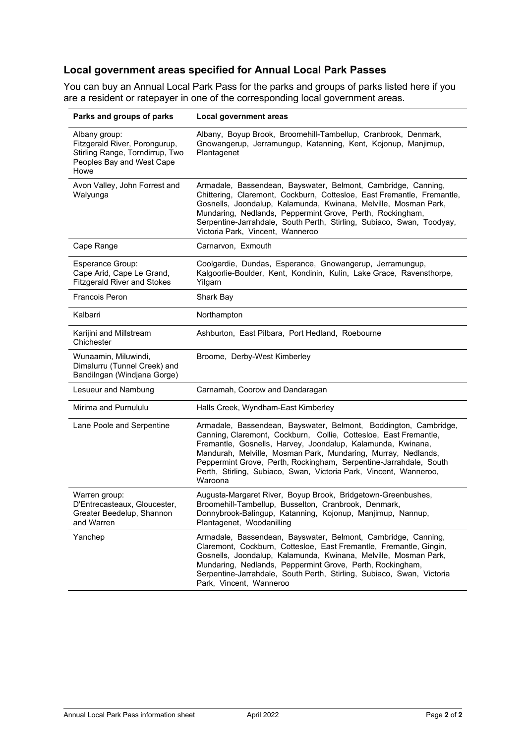## Local government areas specified for Annual Local Park Passes

You can buy an Annual Local Park Pass for the parks and groups of parks listed here if you are a resident or ratepayer in one of the corresponding local government areas.

| Parks and groups of parks | Local government areas |
|---|---|
| Albany group: Fitzgerald River, Porongurup, Stirling Range, Torndirrup, Two Peoples Bay and West Cape Howe | Albany, Boyup Brook, Broomehill-Tambellup, Cranbrook, Denmark, Gnowangerup, Jerramungup, Katanning, Kent, Kojonup, Manjimup, Plantagenet |
| Avon Valley, John Forrest and Walyunga | Armadale, Bassendean, Bayswater, Belmont, Cambridge, Canning, Chittering, Claremont, Cockburn, Cottesloe, East Fremantle, Fremantle, Gosnells, Joondalup, Kalamunda, Kwinana, Melville, Mosman Park, Mundaring, Nedlands, Peppermint Grove, Perth, Rockingham, Serpentine-Jarrahdale, South Perth, Stirling, Subiaco, Swan, Toodyay, Victoria Park, Vincent, Wanneroo |
| Cape Range | Carnarvon, Exmouth |
| Esperance Group: Cape Arid, Cape Le Grand, Fitzgerald River and Stokes | Coolgardie, Dundas, Esperance, Gnowangerup, Jerramungup, Kalgoorlie-Boulder, Kent, Kondinin, Kulin, Lake Grace, Ravensthorpe, Yilgarn |
| Francois Peron | Shark Bay |
| Kalbarri | Northampton |
| Karijini and Millstream Chichester | Ashburton, East Pilbara, Port Hedland, Roebourne |
| Wunaamin, Miluwindi, Dimalurru (Tunnel Creek) and Bandilngan (Windjana Gorge) | Broome, Derby-West Kimberley |
| Lesueur and Nambung | Carnamah, Coorow and Dandaragan |
| Mirima and Purnululu | Halls Creek, Wyndham-East Kimberley |
| Lane Poole and Serpentine | Armadale, Bassendean, Bayswater, Belmont, Boddington, Cambridge, Canning, Claremont, Cockburn, Collie, Cottesloe, East Fremantle, Fremantle, Gosnells, Harvey, Joondalup, Kalamunda, Kwinana, Mandurah, Melville, Mosman Park, Mundaring, Murray, Nedlands, Peppermint Grove, Perth, Rockingham, Serpentine-Jarrahdale, South Perth, Stirling, Subiaco, Swan, Victoria Park, Vincent, Wanneroo, Waroona |
| Warren group: D'Entrecasteaux, Gloucester, Greater Beedelup, Shannon and Warren | Augusta-Margaret River, Boyup Brook, Bridgetown-Greenbushes, Broomehill-Tambellup, Busselton, Cranbrook, Denmark, Donnybrook-Balingup, Katanning, Kojonup, Manjimup, Nannup, Plantagenet, Woodanilling |
| Yanchep | Armadale, Bassendean, Bayswater, Belmont, Cambridge, Canning, Claremont, Cockburn, Cottesloe, East Fremantle, Fremantle, Gingin, Gosnells, Joondalup, Kalamunda, Kwinana, Melville, Mosman Park, Mundaring, Nedlands, Peppermint Grove, Perth, Rockingham, Serpentine-Jarrahdale, South Perth, Stirling, Subiaco, Swan, Victoria Park, Vincent, Wanneroo |